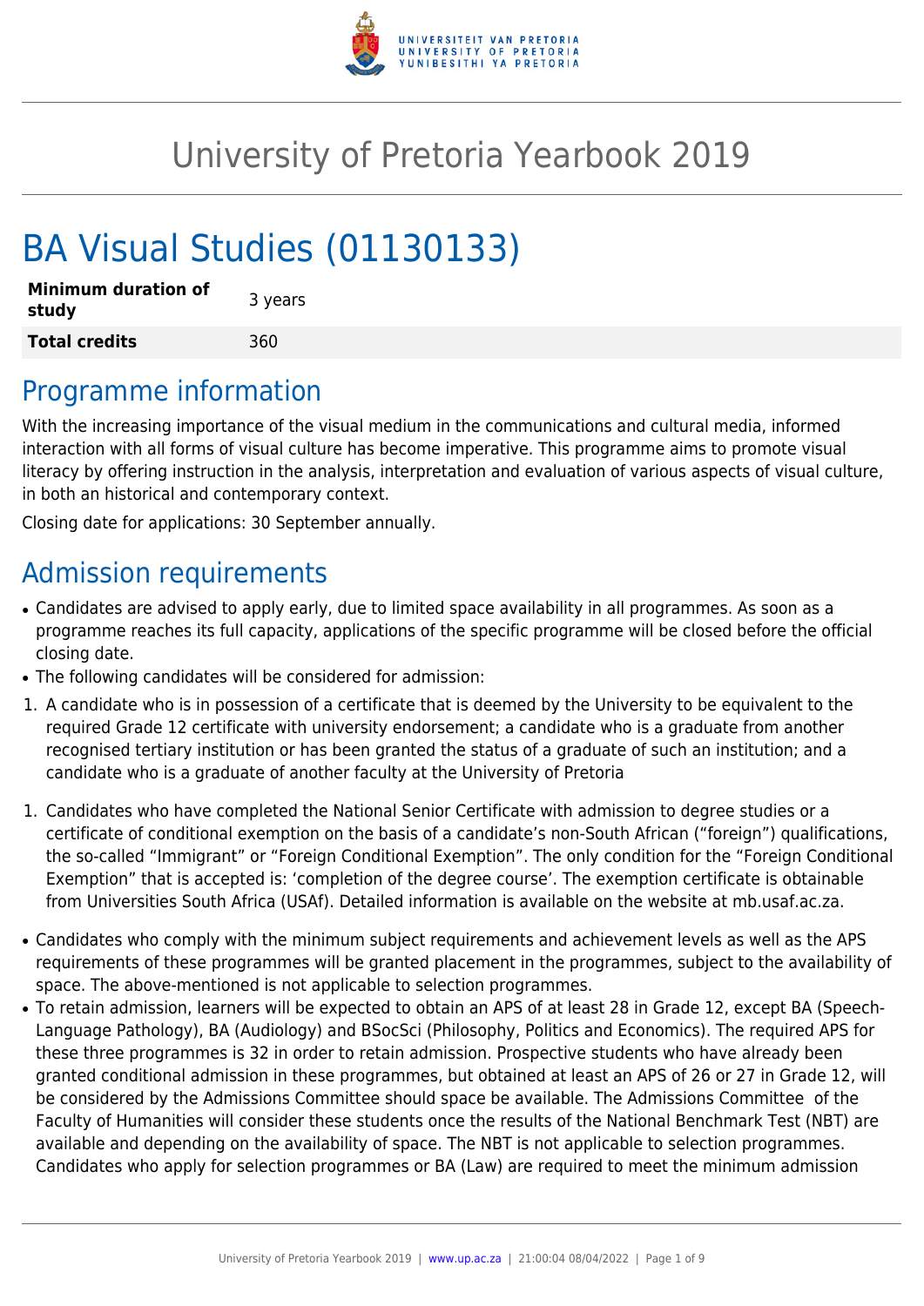# University of Pretoria Yearbook 2019

# BA Visual Studies (01130133)

| **Minimum duration of study** | 3 years |
|---|---|
| **Total credits** | 360 |

## Programme information

With the increasing importance of the visual medium in the communications and cultural media, informed interaction with all forms of visual culture has become imperative. This programme aims to promote visual literacy by offering instruction in the analysis, interpretation and evaluation of various aspects of visual culture, in both an historical and contemporary context.

Closing date for applications: 30 September annually.

## Admission requirements

- Candidates are advised to apply early, due to limited space availability in all programmes. As soon as a programme reaches its full capacity, applications of the specific programme will be closed before the official closing date.
- The following candidates will be considered for admission:

1. A candidate who is in possession of a certificate that is deemed by the University to be equivalent to the required Grade 12 certificate with university endorsement; a candidate who is a graduate from another recognised tertiary institution or has been granted the status of a graduate of such an institution; and a candidate who is a graduate of another faculty at the University of Pretoria

1. Candidates who have completed the National Senior Certificate with admission to degree studies or a certificate of conditional exemption on the basis of a candidate's non-South African ("foreign") qualifications, the so-called "Immigrant" or "Foreign Conditional Exemption". The only condition for the "Foreign Conditional Exemption" that is accepted is: 'completion of the degree course'. The exemption certificate is obtainable from Universities South Africa (USAf). Detailed information is available on the website at mb.usaf.ac.za.

- Candidates who comply with the minimum subject requirements and achievement levels as well as the APS requirements of these programmes will be granted placement in the programmes, subject to the availability of space. The above-mentioned is not applicable to selection programmes.
- To retain admission, learners will be expected to obtain an APS of at least 28 in Grade 12, except BA (Speech-Language Pathology), BA (Audiology) and BSocSci (Philosophy, Politics and Economics). The required APS for these three programmes is 32 in order to retain admission. Prospective students who have already been granted conditional admission in these programmes, but obtained at least an APS of 26 or 27 in Grade 12, will be considered by the Admissions Committee should space be available. The Admissions Committee of the Faculty of Humanities will consider these students once the results of the National Benchmark Test (NBT) are available and depending on the availability of space. The NBT is not applicable to selection programmes. Candidates who apply for selection programmes or BA (Law) are required to meet the minimum admission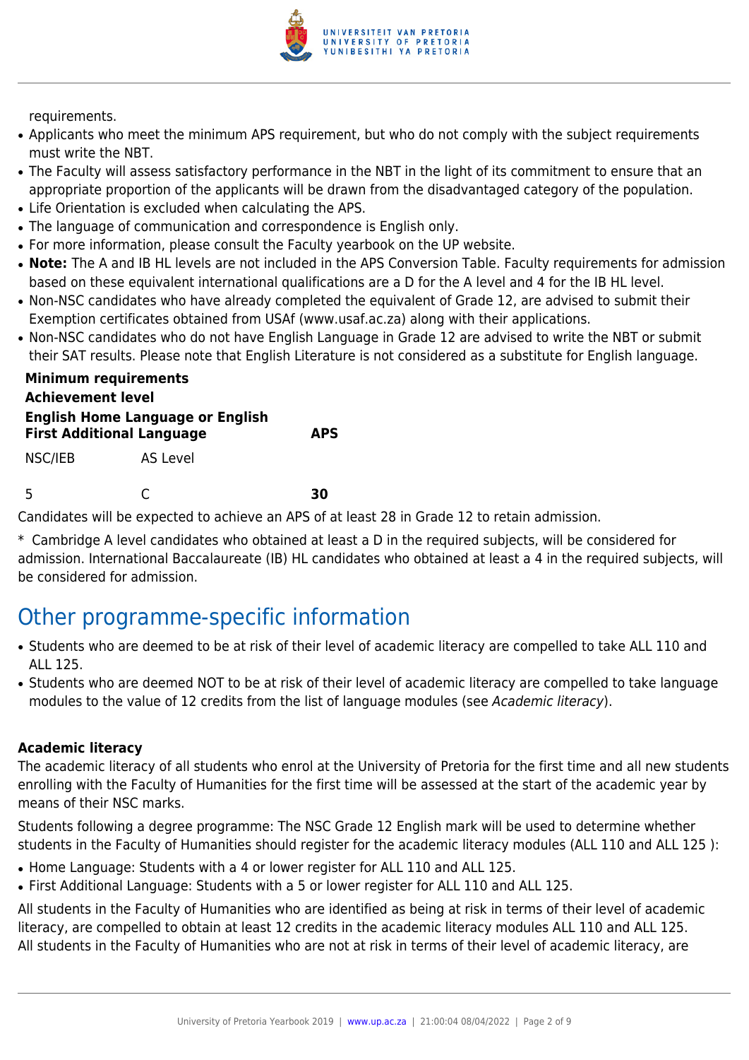requirements.

- Applicants who meet the minimum APS requirement, but who do not comply with the subject requirements must write the NBT.
- The Faculty will assess satisfactory performance in the NBT in the light of its commitment to ensure that an appropriate proportion of the applicants will be drawn from the disadvantaged category of the population.
- Life Orientation is excluded when calculating the APS.
- The language of communication and correspondence is English only.
- For more information, please consult the Faculty yearbook on the UP website.
- **Note:** The A and IB HL levels are not included in the APS Conversion Table. Faculty requirements for admission based on these equivalent international qualifications are a D for the A level and 4 for the IB HL level.
- Non-NSC candidates who have already completed the equivalent of Grade 12, are advised to submit their Exemption certificates obtained from USAf (www.usaf.ac.za) along with their applications.
- Non-NSC candidates who do not have English Language in Grade 12 are advised to write the NBT or submit their SAT results. Please note that English Literature is not considered as a substitute for English language.

| **Minimum requirements** | | |
|---|---|---|
| **Achievement level** | | |
| **English Home Language or English First Additional Language** | | **APS** |
| NSC/IEB | AS Level | |
| 5 | C | **30** |

Candidates will be expected to achieve an APS of at least 28 in Grade 12 to retain admission.

* Cambridge A level candidates who obtained at least a D in the required subjects, will be considered for admission. International Baccalaureate (IB) HL candidates who obtained at least a 4 in the required subjects, will be considered for admission.

## Other programme-specific information

- Students who are deemed to be at risk of their level of academic literacy are compelled to take ALL 110 and ALL 125.
- Students who are deemed NOT to be at risk of their level of academic literacy are compelled to take language modules to the value of 12 credits from the list of language modules (see *Academic literacy*).

### Academic literacy

The academic literacy of all students who enrol at the University of Pretoria for the first time and all new students enrolling with the Faculty of Humanities for the first time will be assessed at the start of the academic year by means of their NSC marks.

Students following a degree programme: The NSC Grade 12 English mark will be used to determine whether students in the Faculty of Humanities should register for the academic literacy modules (ALL 110 and ALL 125 ):

- Home Language: Students with a 4 or lower register for ALL 110 and ALL 125.
- First Additional Language: Students with a 5 or lower register for ALL 110 and ALL 125.

All students in the Faculty of Humanities who are identified as being at risk in terms of their level of academic literacy, are compelled to obtain at least 12 credits in the academic literacy modules ALL 110 and ALL 125.
All students in the Faculty of Humanities who are not at risk in terms of their level of academic literacy, are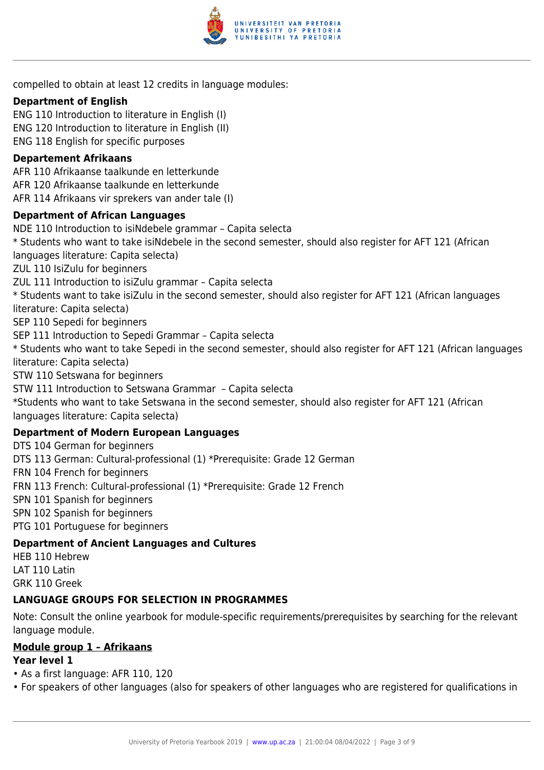compelled to obtain at least 12 credits in language modules:

**Department of English**

ENG 110 Introduction to literature in English (I)
ENG 120 Introduction to literature in English (II)
ENG 118 English for specific purposes

**Departement Afrikaans**

AFR 110 Afrikaanse taalkunde en letterkunde
AFR 120 Afrikaanse taalkunde en letterkunde
AFR 114 Afrikaans vir sprekers van ander tale (I)

**Department of African Languages**

NDE 110 Introduction to isiNdebele grammar – Capita selecta
* Students who want to take isiNdebele in the second semester, should also register for AFT 121 (African languages literature: Capita selecta)
ZUL 110 IsiZulu for beginners
ZUL 111 Introduction to isiZulu grammar – Capita selecta
* Students want to take isiZulu in the second semester, should also register for AFT 121 (African languages literature: Capita selecta)
SEP 110 Sepedi for beginners
SEP 111 Introduction to Sepedi Grammar – Capita selecta
* Students who want to take Sepedi in the second semester, should also register for AFT 121 (African languages literature: Capita selecta)
STW 110 Setswana for beginners
STW 111 Introduction to Setswana Grammar – Capita selecta
*Students who want to take Setswana in the second semester, should also register for AFT 121 (African languages literature: Capita selecta)

**Department of Modern European Languages**

DTS 104 German for beginners
DTS 113 German: Cultural-professional (1) *Prerequisite: Grade 12 German
FRN 104 French for beginners
FRN 113 French: Cultural-professional (1) *Prerequisite: Grade 12 French
SPN 101 Spanish for beginners
SPN 102 Spanish for beginners
PTG 101 Portuguese for beginners

**Department of Ancient Languages and Cultures**

HEB 110 Hebrew
LAT 110 Latin
GRK 110 Greek

**LANGUAGE GROUPS FOR SELECTION IN PROGRAMMES**

Note: Consult the online yearbook for module-specific requirements/prerequisites by searching for the relevant language module.

**Module group 1 – Afrikaans**

**Year level 1**

- As a first language: AFR 110, 120
- For speakers of other languages (also for speakers of other languages who are registered for qualifications in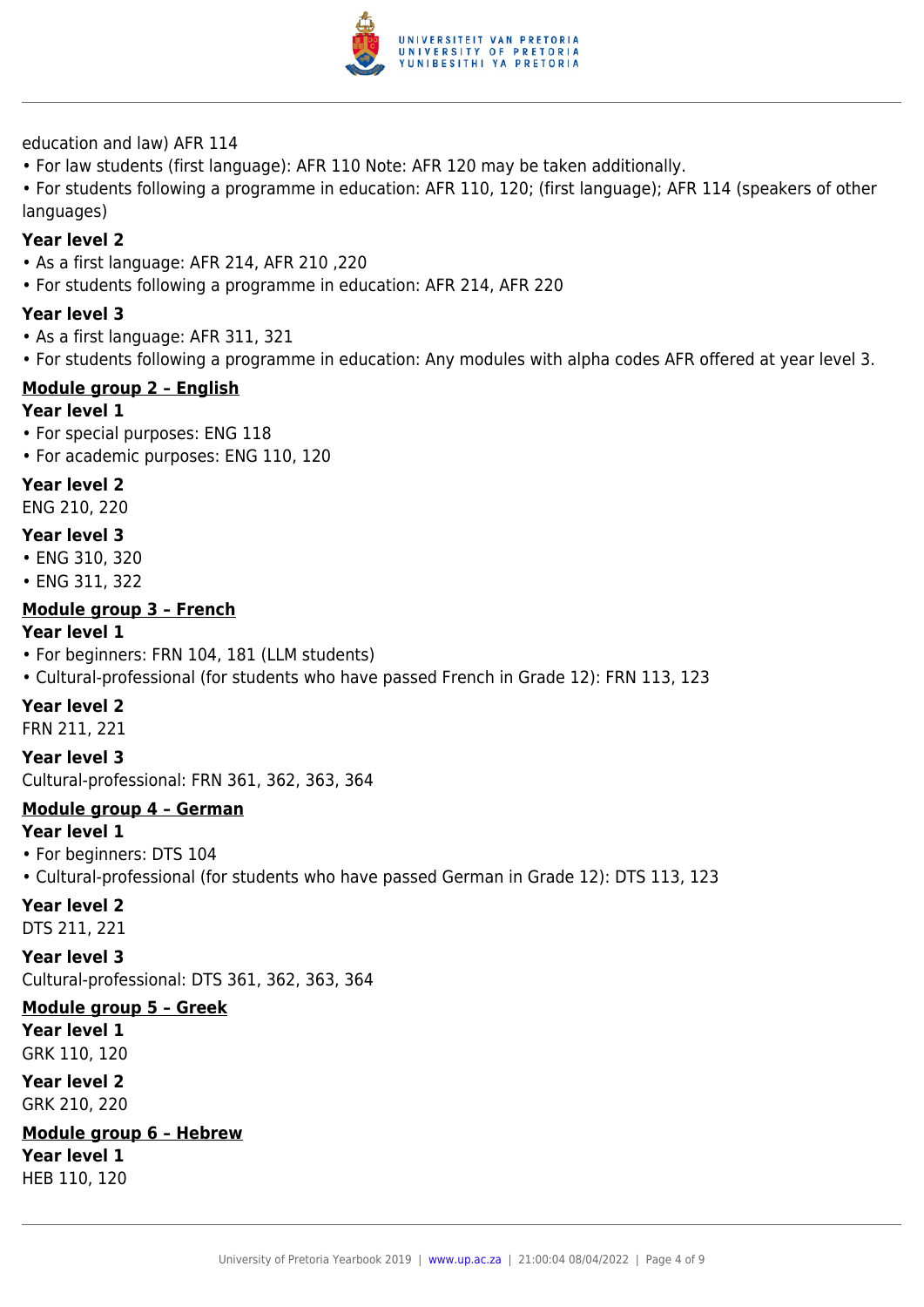education and law) AFR 114

- For law students (first language): AFR 110 Note: AFR 120 may be taken additionally.
- For students following a programme in education: AFR 110, 120; (first language); AFR 114 (speakers of other languages)

**Year level 2**

- As a first language: AFR 214, AFR 210 ,220
- For students following a programme in education: AFR 214, AFR 220

**Year level 3**

- As a first language: AFR 311, 321
- For students following a programme in education: Any modules with alpha codes AFR offered at year level 3.

**Module group 2 – English**

**Year level 1**

- For special purposes: ENG 118
- For academic purposes: ENG 110, 120

**Year level 2**

ENG 210, 220

**Year level 3**

- ENG 310, 320
- ENG 311, 322

**Module group 3 – French**

**Year level 1**

- For beginners: FRN 104, 181 (LLM students)
- Cultural-professional (for students who have passed French in Grade 12): FRN 113, 123

**Year level 2**

FRN 211, 221

**Year level 3**

Cultural-professional: FRN 361, 362, 363, 364

**Module group 4 – German**

**Year level 1**

- For beginners: DTS 104
- Cultural-professional (for students who have passed German in Grade 12): DTS 113, 123

**Year level 2**

DTS 211, 221

**Year level 3**

Cultural-professional: DTS 361, 362, 363, 364

**Module group 5 – Greek**

**Year level 1**

GRK 110, 120

**Year level 2**

GRK 210, 220

**Module group 6 – Hebrew**

**Year level 1**

HEB 110, 120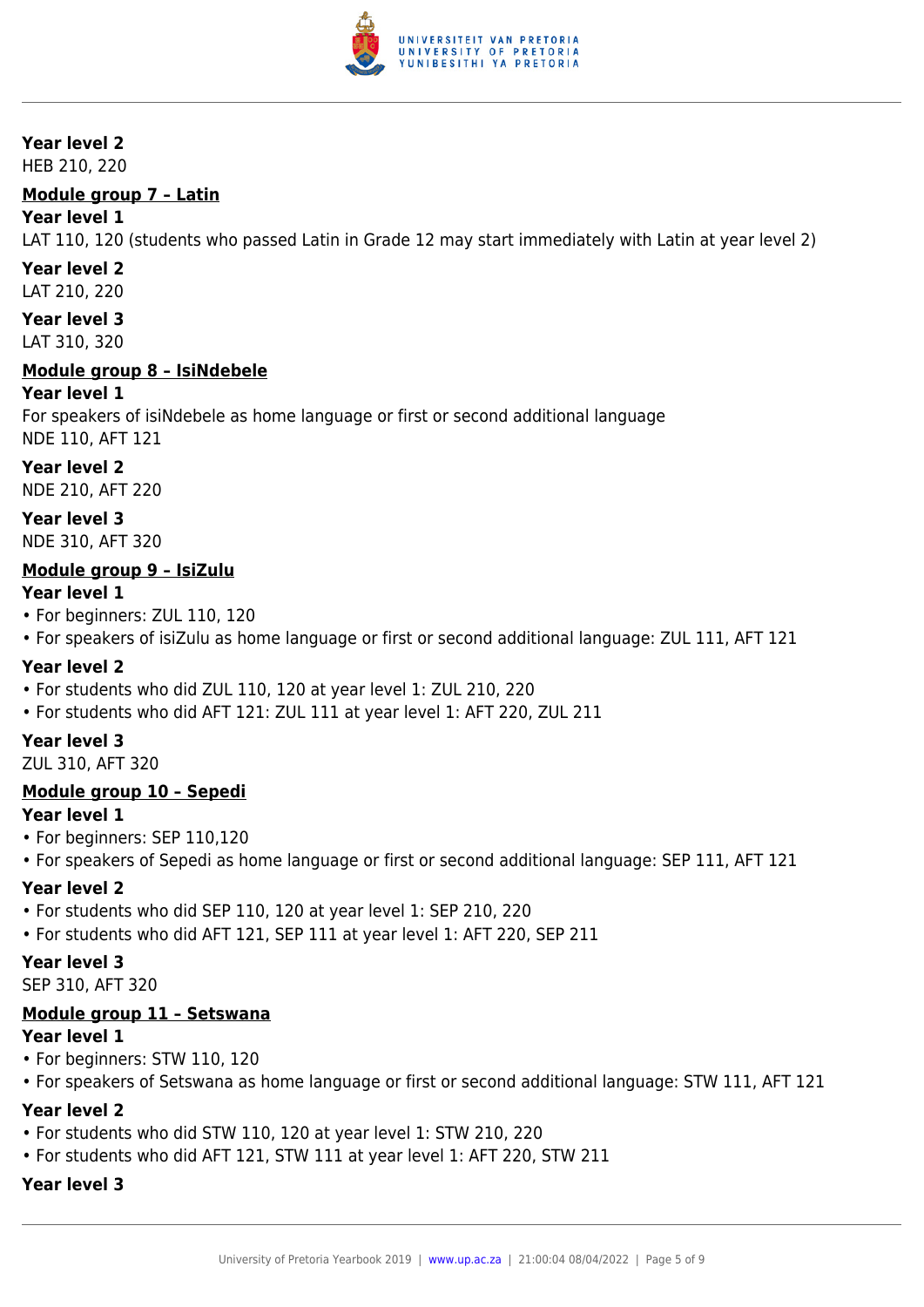**Year level 2**

HEB 210, 220

**Module group 7 – Latin**

**Year level 1**

LAT 110, 120 (students who passed Latin in Grade 12 may start immediately with Latin at year level 2)

**Year level 2**

LAT 210, 220

**Year level 3**

LAT 310, 320

**Module group 8 – IsiNdebele**

**Year level 1**

For speakers of isiNdebele as home language or first or second additional language

NDE 110, AFT 121

**Year level 2**

NDE 210, AFT 220

**Year level 3**

NDE 310, AFT 320

**Module group 9 – IsiZulu**

**Year level 1**

- For beginners: ZUL 110, 120
- For speakers of isiZulu as home language or first or second additional language: ZUL 111, AFT 121

**Year level 2**

- For students who did ZUL 110, 120 at year level 1: ZUL 210, 220
- For students who did AFT 121: ZUL 111 at year level 1: AFT 220, ZUL 211

**Year level 3**

ZUL 310, AFT 320

**Module group 10 – Sepedi**

**Year level 1**

- For beginners: SEP 110,120
- For speakers of Sepedi as home language or first or second additional language: SEP 111, AFT 121

**Year level 2**

- For students who did SEP 110, 120 at year level 1: SEP 210, 220
- For students who did AFT 121, SEP 111 at year level 1: AFT 220, SEP 211

**Year level 3**

SEP 310, AFT 320

**Module group 11 – Setswana**

**Year level 1**

- For beginners: STW 110, 120
- For speakers of Setswana as home language or first or second additional language: STW 111, AFT 121

**Year level 2**

- For students who did STW 110, 120 at year level 1: STW 210, 220
- For students who did AFT 121, STW 111 at year level 1: AFT 220, STW 211

**Year level 3**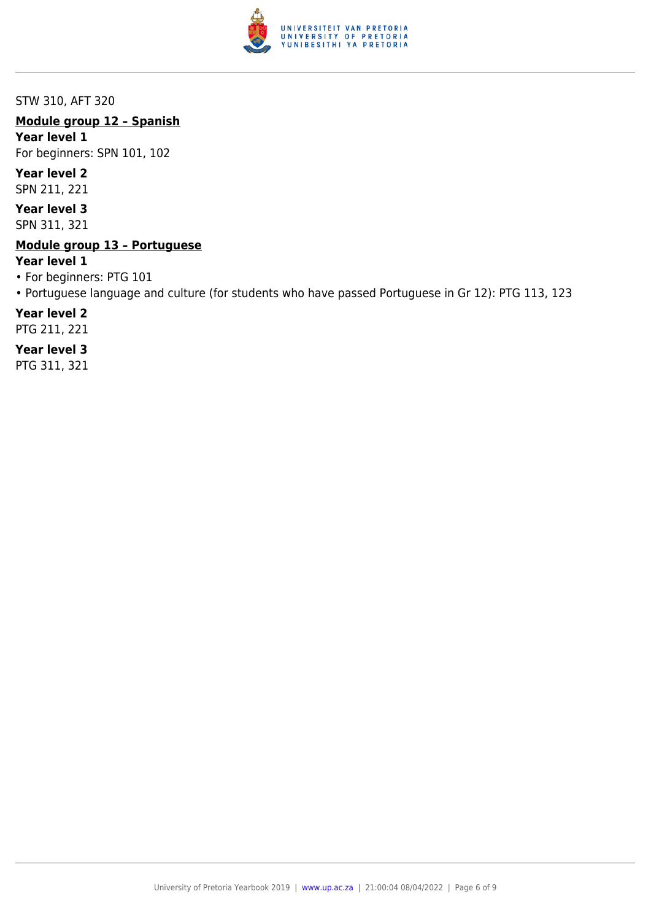STW 310, AFT 320

**Module group 12 – Spanish**

**Year level 1**

For beginners: SPN 101, 102

**Year level 2**

SPN 211, 221

**Year level 3**

SPN 311, 321

**Module group 13 – Portuguese**

**Year level 1**

- For beginners: PTG 101
- Portuguese language and culture (for students who have passed Portuguese in Gr 12): PTG 113, 123

**Year level 2**

PTG 211, 221

**Year level 3**

PTG 311, 321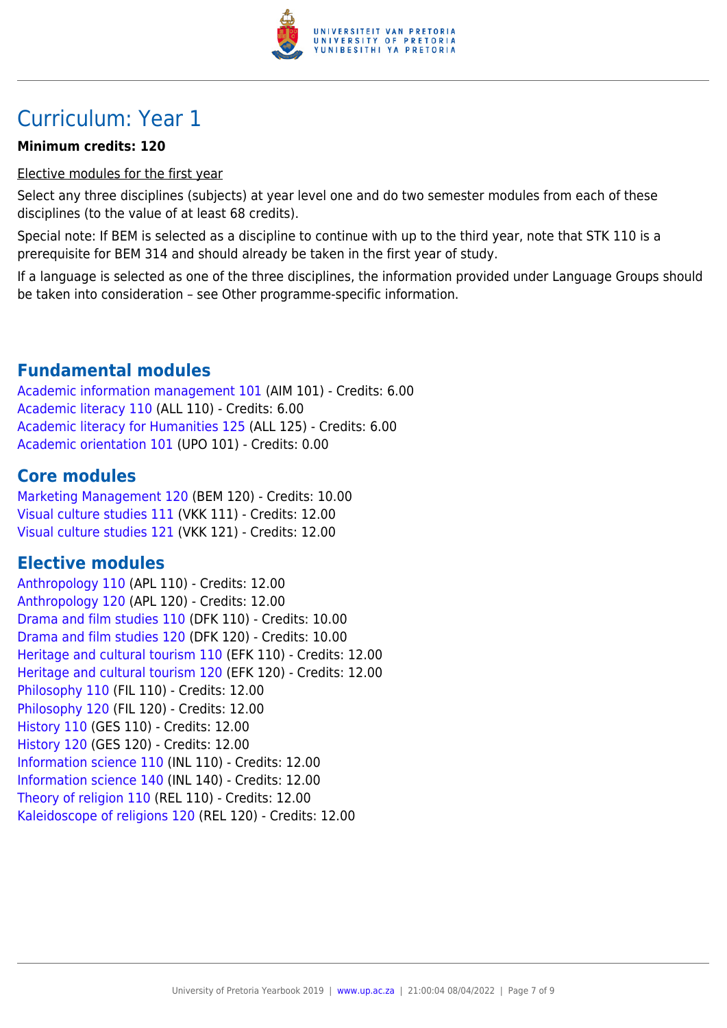# Curriculum: Year 1

**Minimum credits: 120**

Elective modules for the first year

Select any three disciplines (subjects) at year level one and do two semester modules from each of these disciplines (to the value of at least 68 credits).

Special note: If BEM is selected as a discipline to continue with up to the third year, note that STK 110 is a prerequisite for BEM 314 and should already be taken in the first year of study.

If a language is selected as one of the three disciplines, the information provided under Language Groups should be taken into consideration – see Other programme-specific information.

## Fundamental modules

Academic information management 101 (AIM 101) - Credits: 6.00
Academic literacy 110 (ALL 110) - Credits: 6.00
Academic literacy for Humanities 125 (ALL 125) - Credits: 6.00
Academic orientation 101 (UPO 101) - Credits: 0.00

## Core modules

Marketing Management 120 (BEM 120) - Credits: 10.00
Visual culture studies 111 (VKK 111) - Credits: 12.00
Visual culture studies 121 (VKK 121) - Credits: 12.00

## Elective modules

Anthropology 110 (APL 110) - Credits: 12.00
Anthropology 120 (APL 120) - Credits: 12.00
Drama and film studies 110 (DFK 110) - Credits: 10.00
Drama and film studies 120 (DFK 120) - Credits: 10.00
Heritage and cultural tourism 110 (EFK 110) - Credits: 12.00
Heritage and cultural tourism 120 (EFK 120) - Credits: 12.00
Philosophy 110 (FIL 110) - Credits: 12.00
Philosophy 120 (FIL 120) - Credits: 12.00
History 110 (GES 110) - Credits: 12.00
History 120 (GES 120) - Credits: 12.00
Information science 110 (INL 110) - Credits: 12.00
Information science 140 (INL 140) - Credits: 12.00
Theory of religion 110 (REL 110) - Credits: 12.00
Kaleidoscope of religions 120 (REL 120) - Credits: 12.00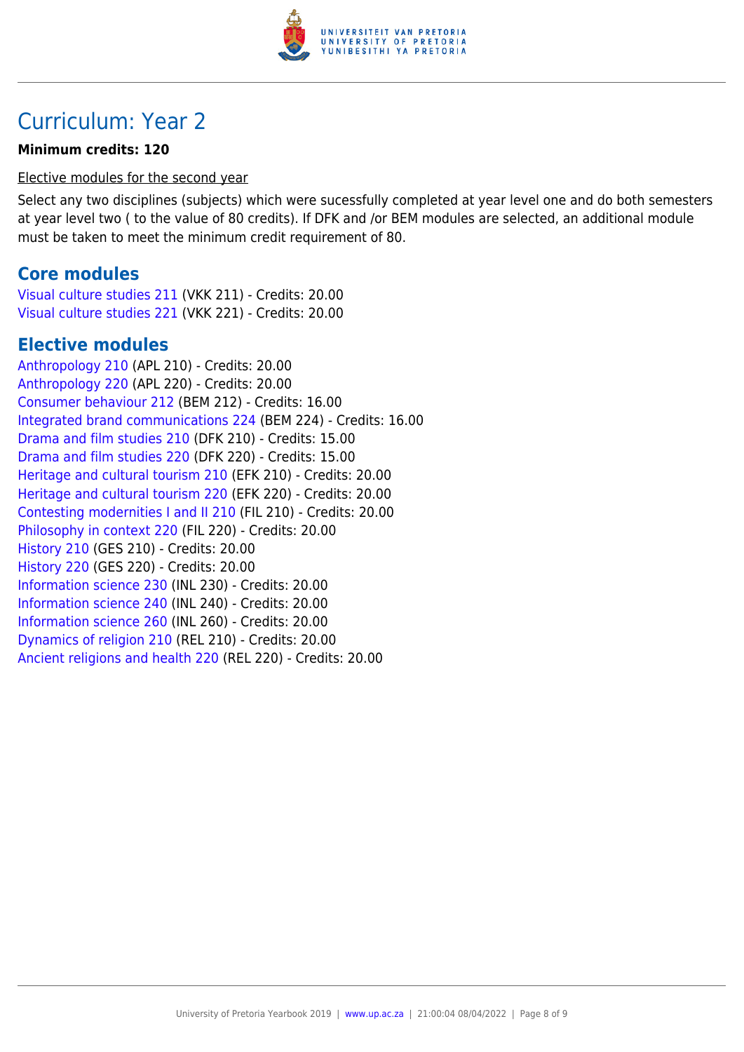# Curriculum: Year 2

**Minimum credits: 120**

Elective modules for the second year

Select any two disciplines (subjects) which were sucessfully completed at year level one and do both semesters at year level two ( to the value of 80 credits). If DFK and /or BEM modules are selected, an additional module must be taken to meet the minimum credit requirement of 80.

## Core modules

Visual culture studies 211 (VKK 211) - Credits: 20.00
Visual culture studies 221 (VKK 221) - Credits: 20.00

## Elective modules

Anthropology 210 (APL 210) - Credits: 20.00
Anthropology 220 (APL 220) - Credits: 20.00
Consumer behaviour 212 (BEM 212) - Credits: 16.00
Integrated brand communications 224 (BEM 224) - Credits: 16.00
Drama and film studies 210 (DFK 210) - Credits: 15.00
Drama and film studies 220 (DFK 220) - Credits: 15.00
Heritage and cultural tourism 210 (EFK 210) - Credits: 20.00
Heritage and cultural tourism 220 (EFK 220) - Credits: 20.00
Contesting modernities I and II 210 (FIL 210) - Credits: 20.00
Philosophy in context 220 (FIL 220) - Credits: 20.00
History 210 (GES 210) - Credits: 20.00
History 220 (GES 220) - Credits: 20.00
Information science 230 (INL 230) - Credits: 20.00
Information science 240 (INL 240) - Credits: 20.00
Information science 260 (INL 260) - Credits: 20.00
Dynamics of religion 210 (REL 210) - Credits: 20.00
Ancient religions and health 220 (REL 220) - Credits: 20.00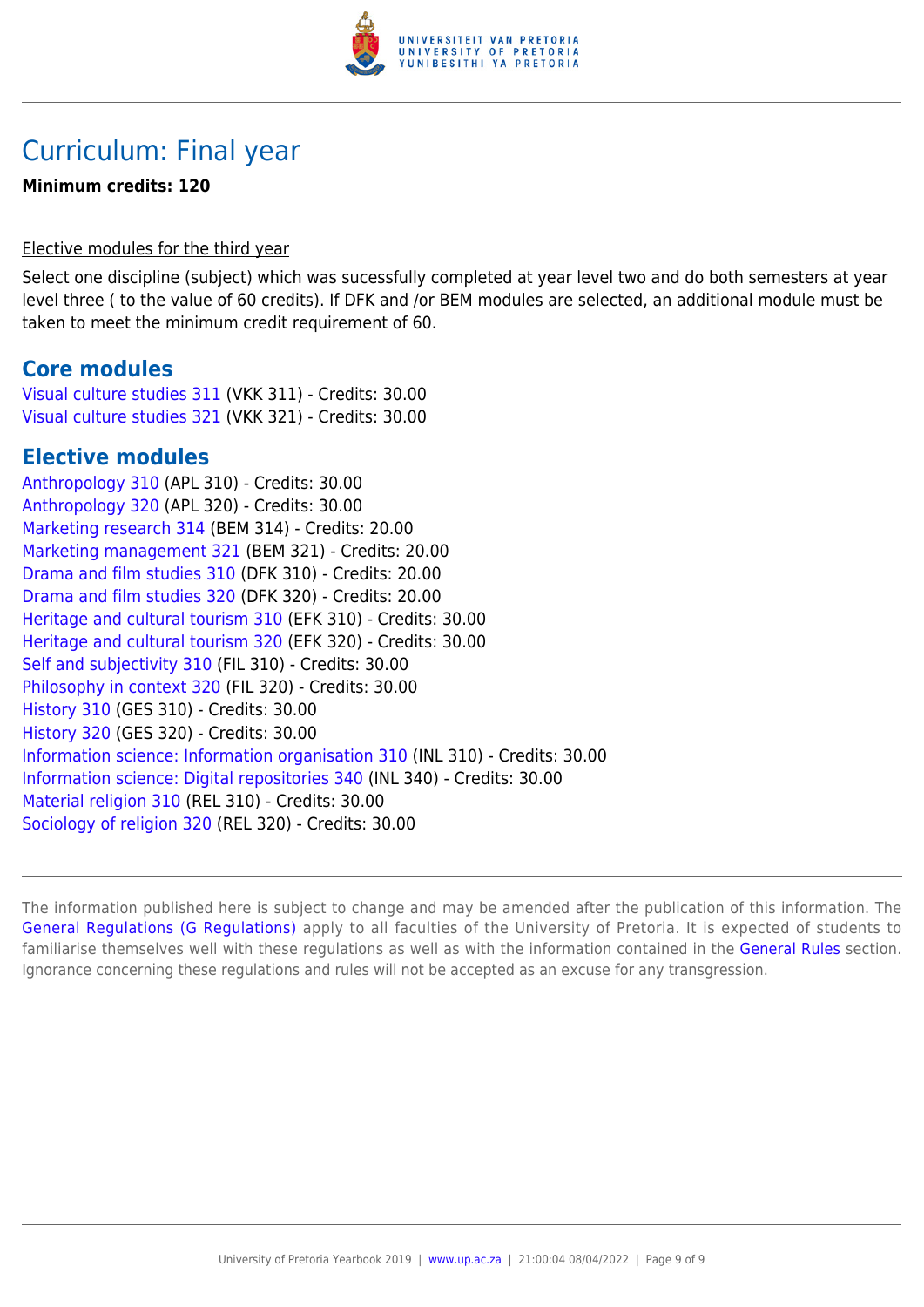# Curriculum: Final year

**Minimum credits: 120**

Elective modules for the third year

Select one discipline (subject) which was sucessfully completed at year level two and do both semesters at year level three ( to the value of 60 credits). If DFK and /or BEM modules are selected, an additional module must be taken to meet the minimum credit requirement of 60.

## Core modules

Visual culture studies 311 (VKK 311) - Credits: 30.00
Visual culture studies 321 (VKK 321) - Credits: 30.00

## Elective modules

Anthropology 310 (APL 310) - Credits: 30.00
Anthropology 320 (APL 320) - Credits: 30.00
Marketing research 314 (BEM 314) - Credits: 20.00
Marketing management 321 (BEM 321) - Credits: 20.00
Drama and film studies 310 (DFK 310) - Credits: 20.00
Drama and film studies 320 (DFK 320) - Credits: 20.00
Heritage and cultural tourism 310 (EFK 310) - Credits: 30.00
Heritage and cultural tourism 320 (EFK 320) - Credits: 30.00
Self and subjectivity 310 (FIL 310) - Credits: 30.00
Philosophy in context 320 (FIL 320) - Credits: 30.00
History 310 (GES 310) - Credits: 30.00
History 320 (GES 320) - Credits: 30.00
Information science: Information organisation 310 (INL 310) - Credits: 30.00
Information science: Digital repositories 340 (INL 340) - Credits: 30.00
Material religion 310 (REL 310) - Credits: 30.00
Sociology of religion 320 (REL 320) - Credits: 30.00

The information published here is subject to change and may be amended after the publication of this information. The General Regulations (G Regulations) apply to all faculties of the University of Pretoria. It is expected of students to familiarise themselves well with these regulations as well as with the information contained in the General Rules section. Ignorance concerning these regulations and rules will not be accepted as an excuse for any transgression.